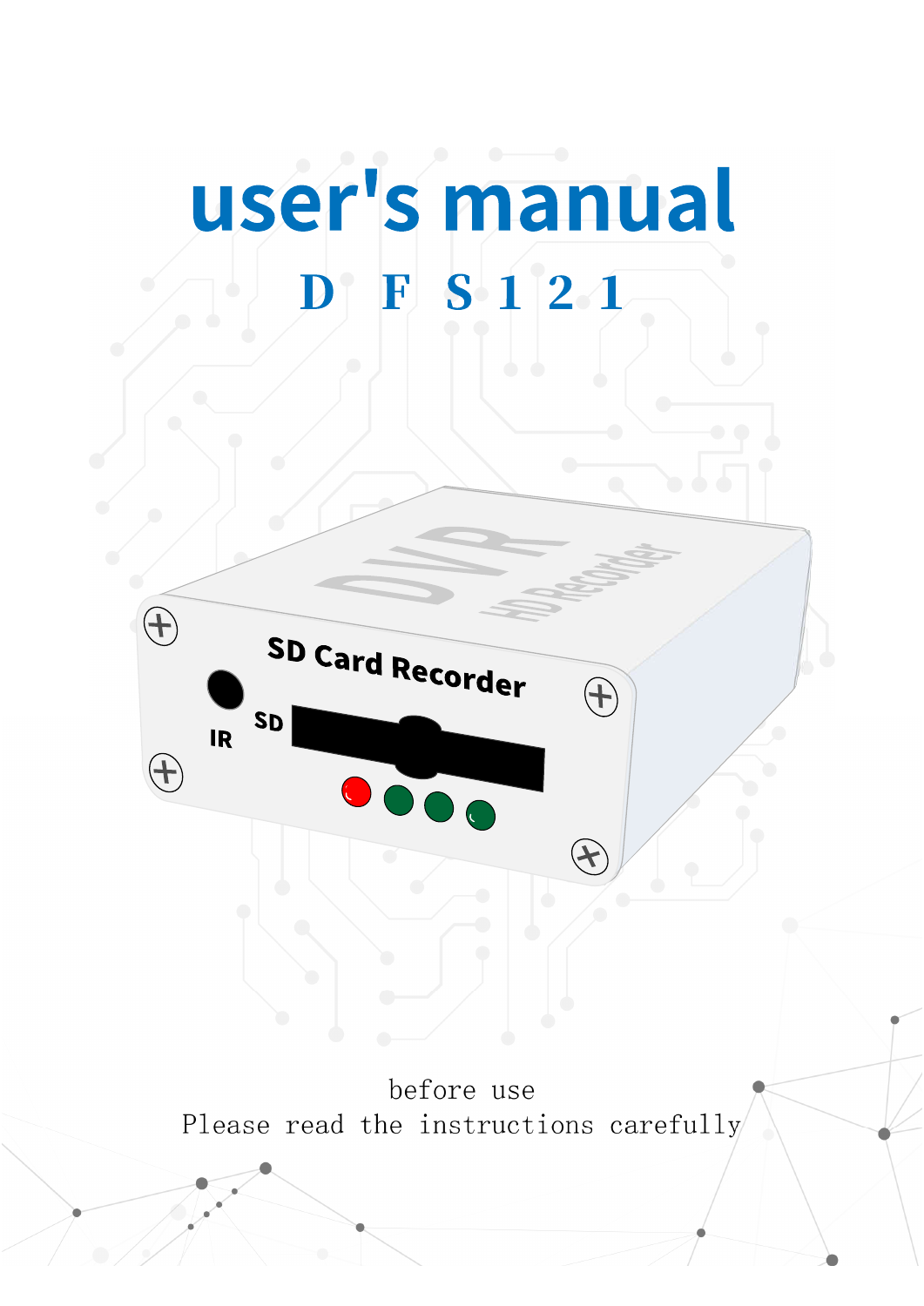# user's manual

## D F S 1 2 1

before use
Please read the instructions carefully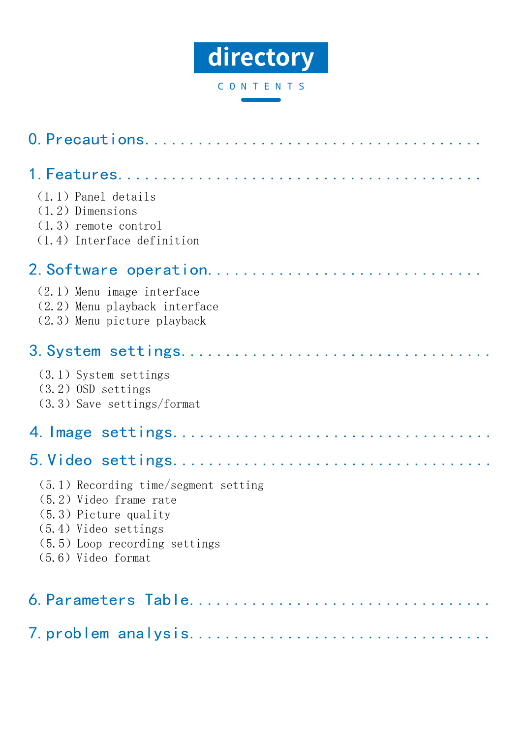# directory

CONTENTS

## 0. Precautions........................................

## 1. Features..........................................

(1.1) Panel details
(1.2) Dimensions
(1.3) remote control
(1.4) Interface definition

## 2. Software operation.............................

(2.1) Menu image interface
(2.2) Menu playback interface
(2.3) Menu picture playback

## 3. System settings....................................

(3.1) System settings
(3.2) OSD settings
(3.3) Save settings/format

## 4. Image settings.....................................

## 5. Video settings.....................................

(5.1) Recording time/segment setting
(5.2) Video frame rate
(5.3) Picture quality
(5.4) Video settings
(5.5) Loop recording settings
(5.6) Video format

## 6. Parameters Table.................................

## 7. problem analysis..................................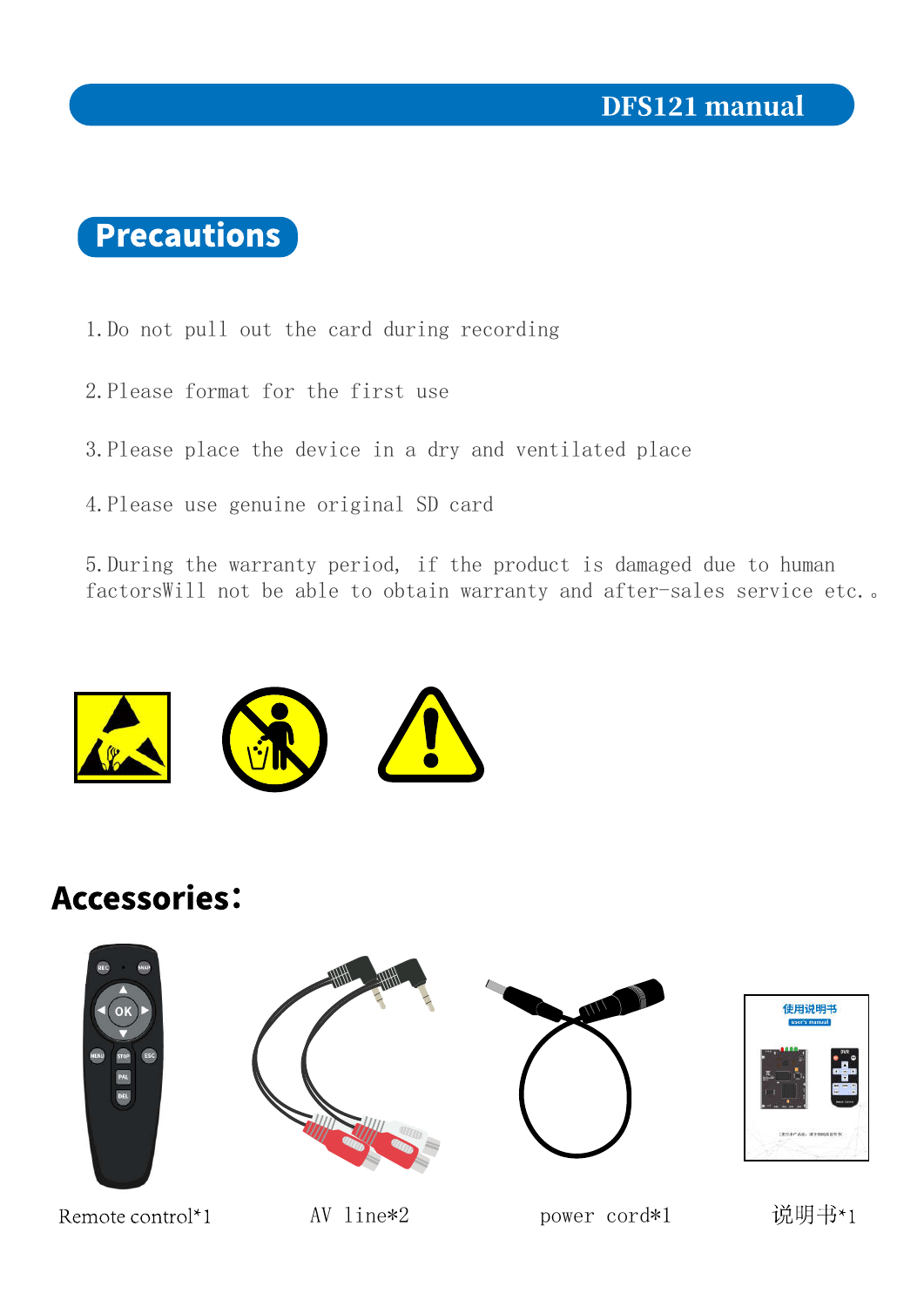## Precautions

1. Do not pull out the card during recording

2. Please format for the first use

3. Please place the device in a dry and ventilated place

4. Please use genuine original SD card

5. During the warranty period, if the product is damaged due to human factorsWill not be able to obtain warranty and after-sales service etc.。

## Accessories：

Remote control*1

AV line*2

power cord*1

说明书*1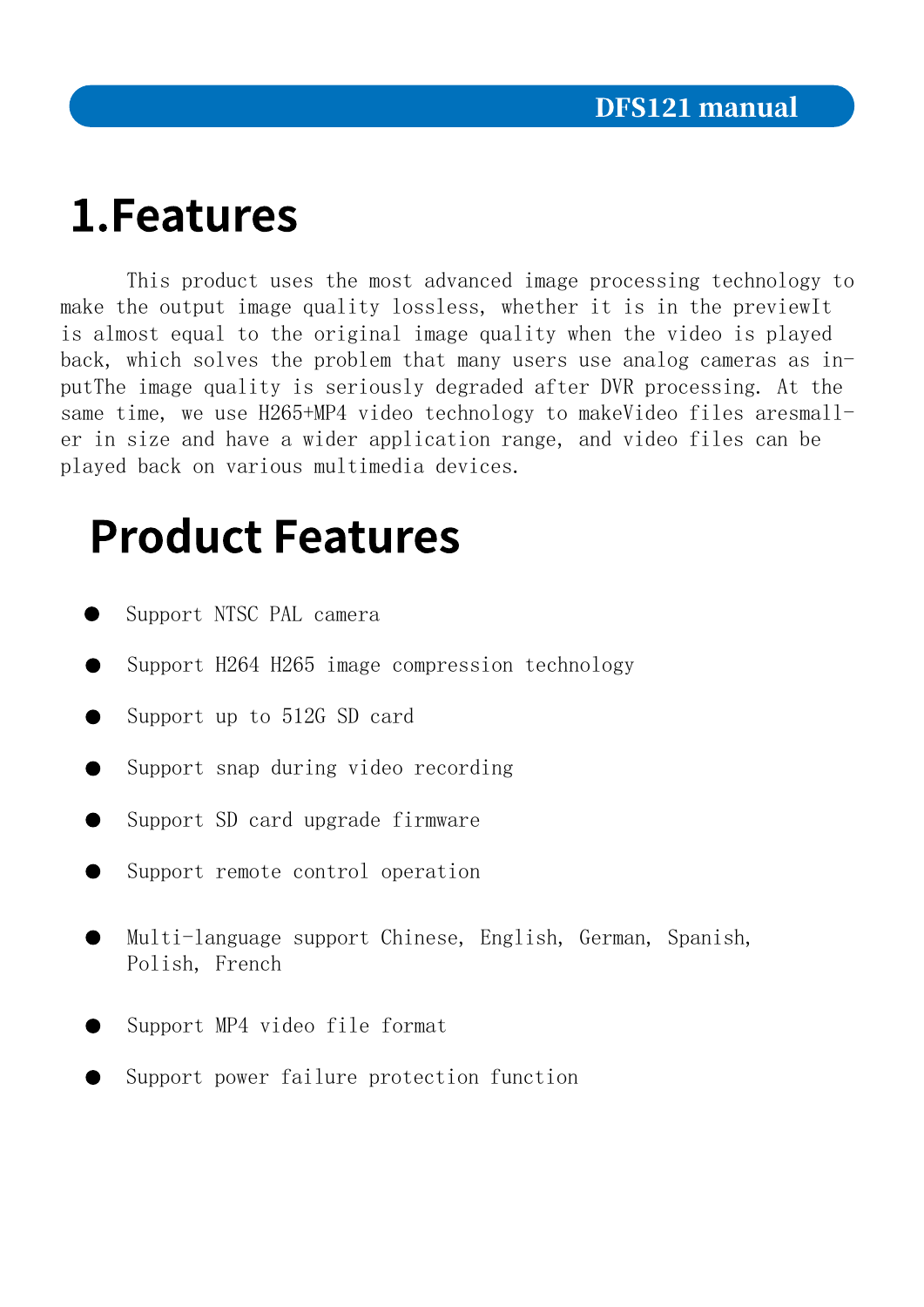# 1.Features

This product uses the most advanced image processing technology to make the output image quality lossless, whether it is in the previewIt is almost equal to the original image quality when the video is played back, which solves the problem that many users use analog cameras as inputThe image quality is seriously degraded after DVR processing. At the same time, we use H265+MP4 video technology to makeVideo files aresmaller in size and have a wider application range, and video files can be played back on various multimedia devices.

# Product Features

- Support NTSC PAL camera
- Support H264 H265 image compression technology
- Support up to 512G SD card
- Support snap during video recording
- Support SD card upgrade firmware
- Support remote control operation
- Multi-language support Chinese, English, German, Spanish, Polish, French
- Support MP4 video file format
- Support power failure protection function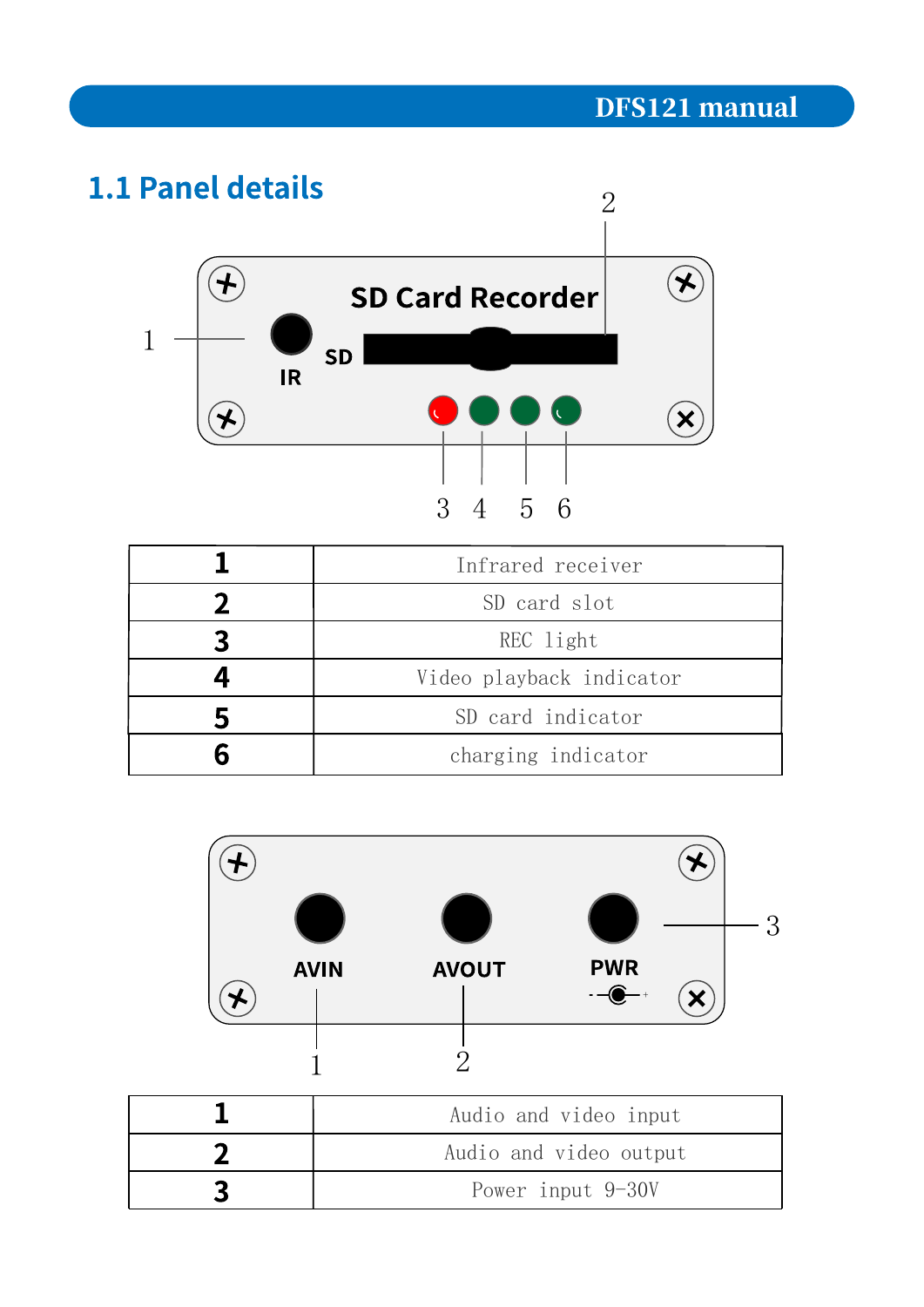## 1.1 Panel details

| 1 | Infrared receiver |
|---|---|
| 2 | SD card slot |
| 3 | REC light |
| 4 | Video playback indicator |
| 5 | SD card indicator |
| 6 | charging indicator |

| 1 | Audio and video input |
|---|---|
| 2 | Audio and video output |
| 3 | Power input 9-30V |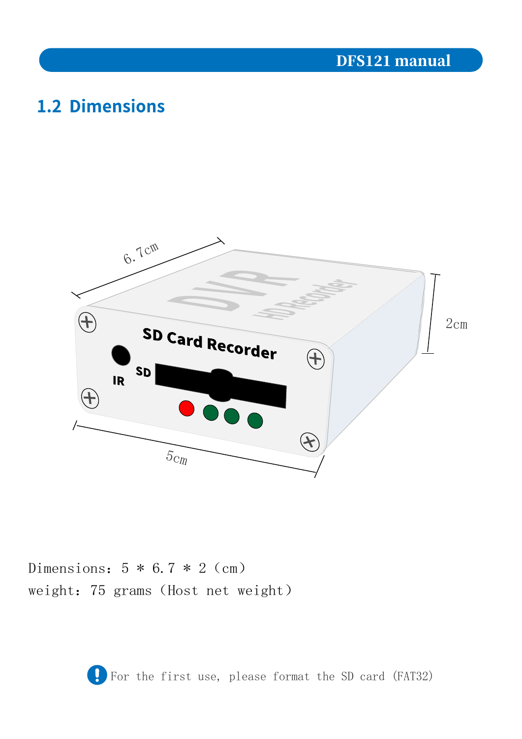## 1.2 Dimensions

Dimensions：5 * 6.7 * 2（cm）

weight：75 grams（Host net weight）

For the first use, please format the SD card (FAT32)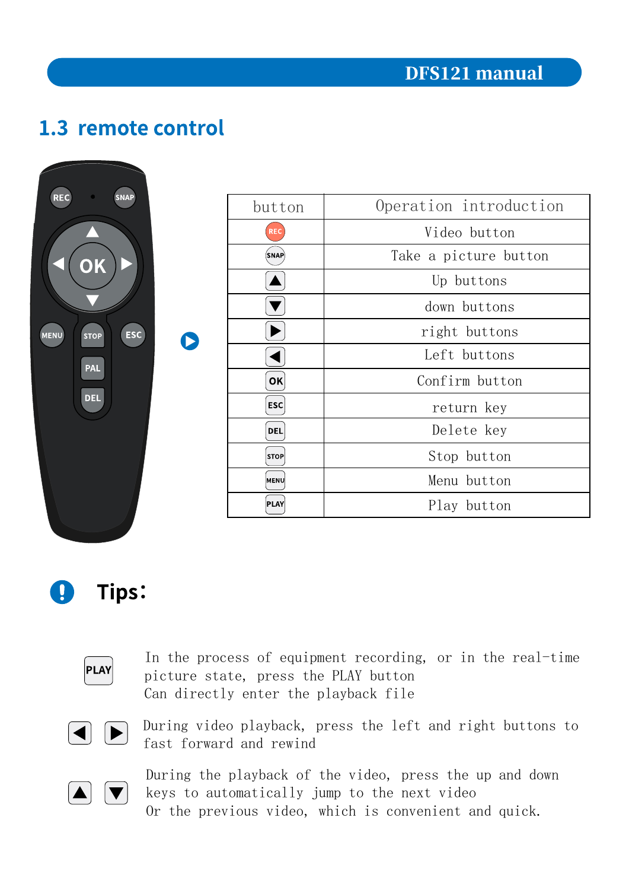## 1.3 remote control

| button | Operation introduction |
|---|---|
| REC | Video button |
| SNAP | Take a picture button |
| ▲ | Up buttons |
| ▼ | down buttons |
| ▶ | right buttons |
| ◀ | Left buttons |
| OK | Confirm button |
| ESC | return key |
| DEL | Delete key |
| STOP | Stop button |
| MENU | Menu button |
| PLAY | Play button |

### Tips:

PLAY — In the process of equipment recording, or in the real-time picture state, press the PLAY button
Can directly enter the playback file

◀ ▶ — During video playback, press the left and right buttons to fast forward and rewind

▲ ▼ — During the playback of the video, press the up and down keys to automatically jump to the next video
Or the previous video, which is convenient and quick.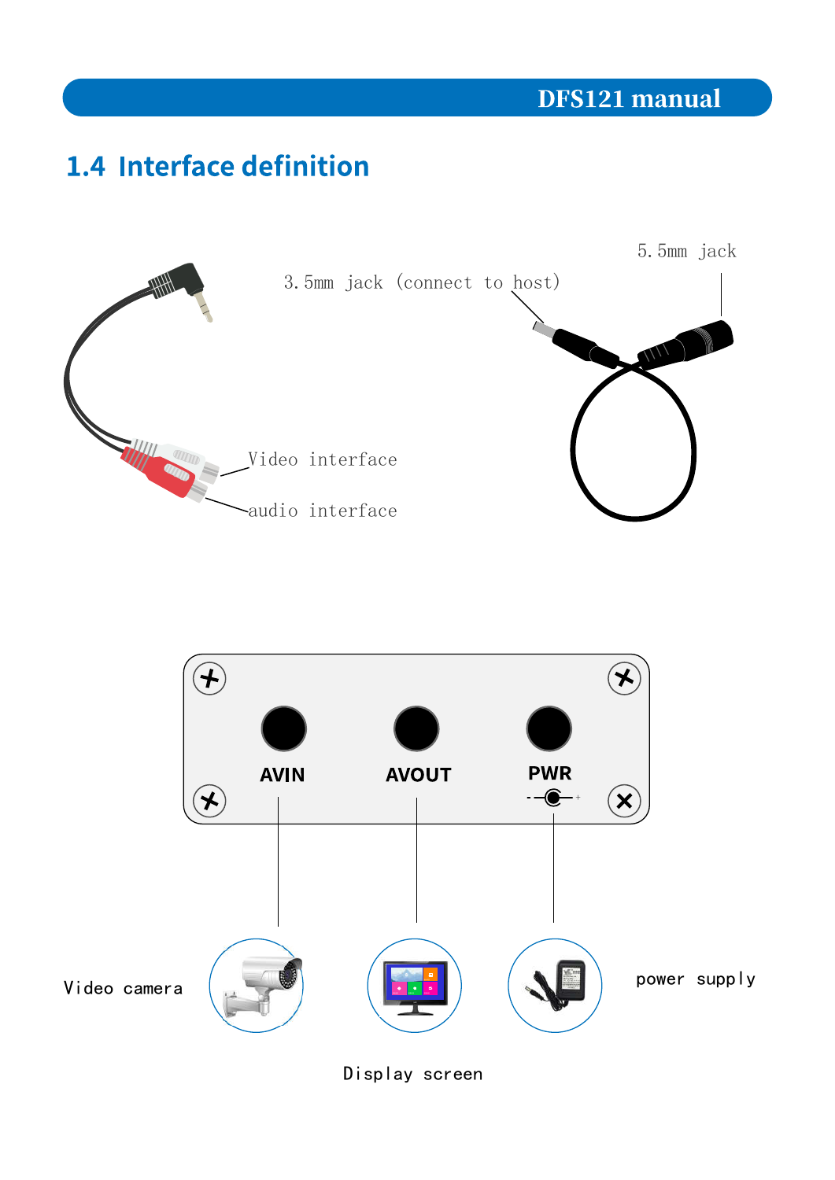## 1.4 Interface definition

3.5mm jack (connect to host)

5.5mm jack

Video interface

audio interface

AVIN

AVOUT

PWR

Video camera

Display screen

power supply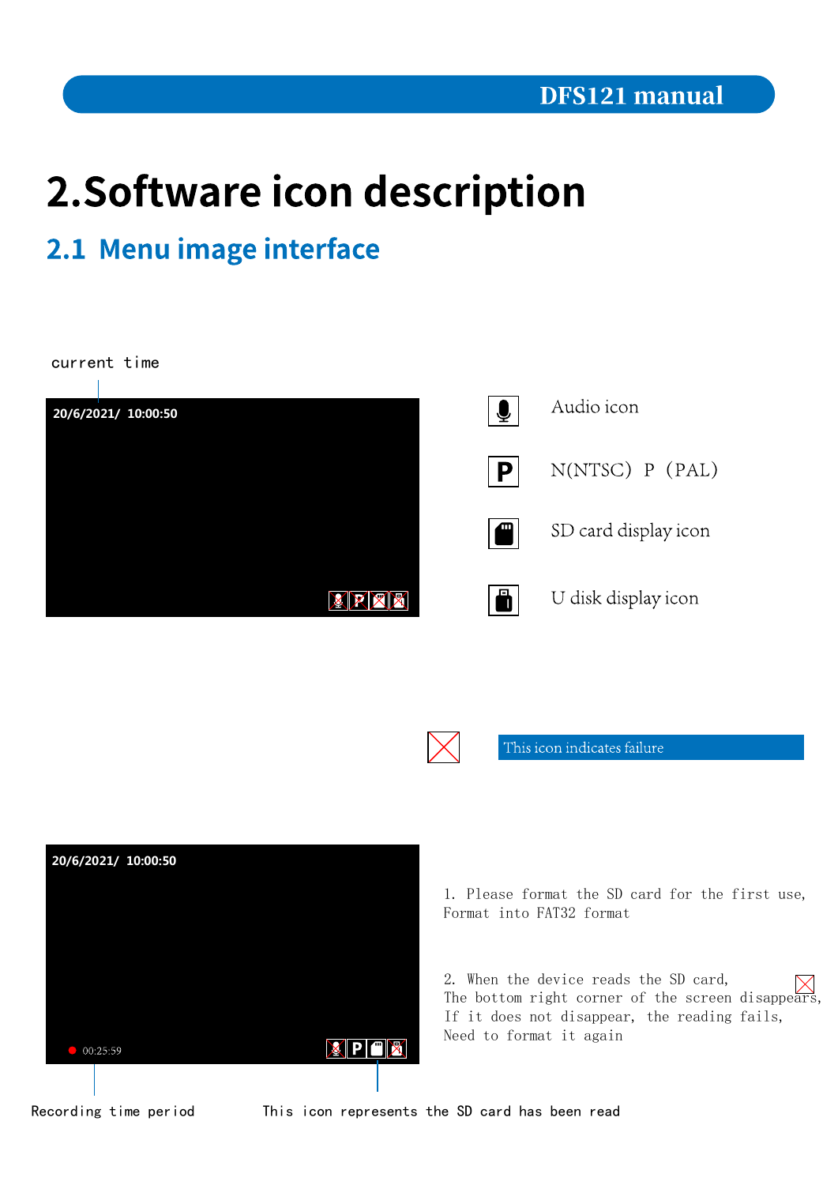# 2.Software icon description

## 2.1 Menu image interface

current time

20/6/2021/ 10:00:50

Audio icon

N(NTSC) P (PAL)

SD card display icon

U disk display icon

This icon indicates failure

20/6/2021/ 10:00:50

00:25:59

1. Please format the SD card for the first use, Format into FAT32 format

2. When the device reads the SD card, The bottom right corner of the screen disappears, If it does not disappear, the reading fails, Need to format it again

Recording time period

This icon represents the SD card has been read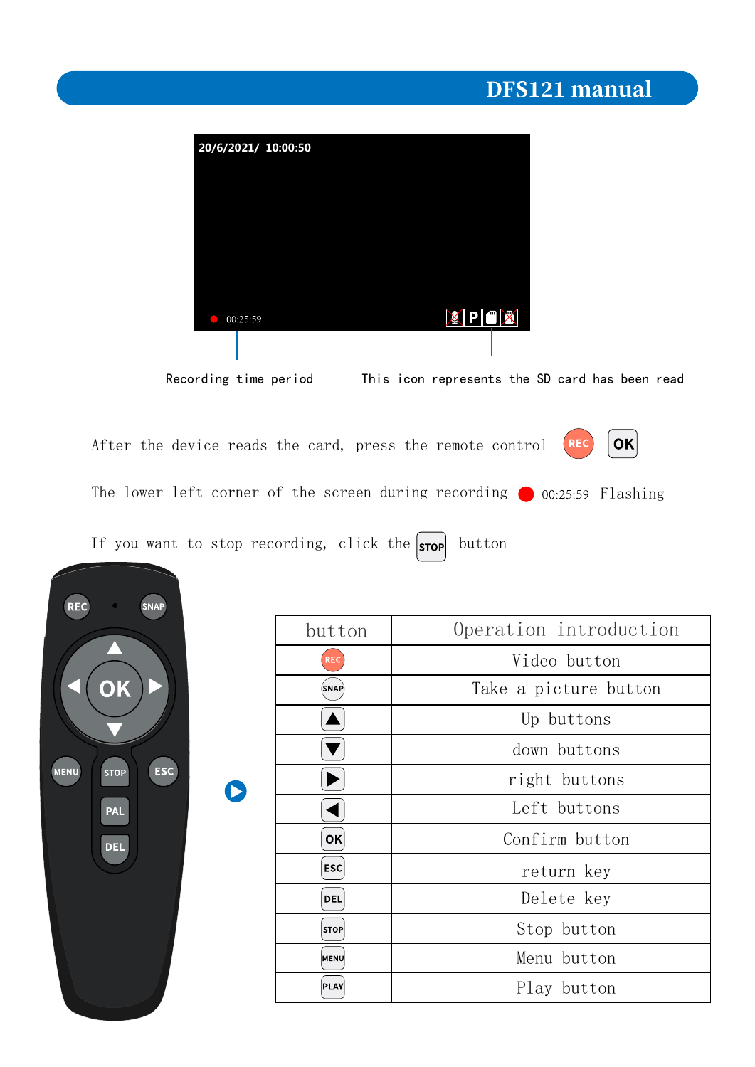Recording time period

This icon represents the SD card has been read

After the device reads the card, press the remote control REC OK

The lower left corner of the screen during recording ● 00:25:59 Flashing

If you want to stop recording, click the STOP button

| button | Operation introduction |
|---|---|
| REC | Video button |
| SNAP | Take a picture button |
| ▲ | Up buttons |
| ▼ | down buttons |
| ▶ | right buttons |
| ◀ | Left buttons |
| OK | Confirm button |
| ESC | return key |
| DEL | Delete key |
| STOP | Stop button |
| MENU | Menu button |
| PLAY | Play button |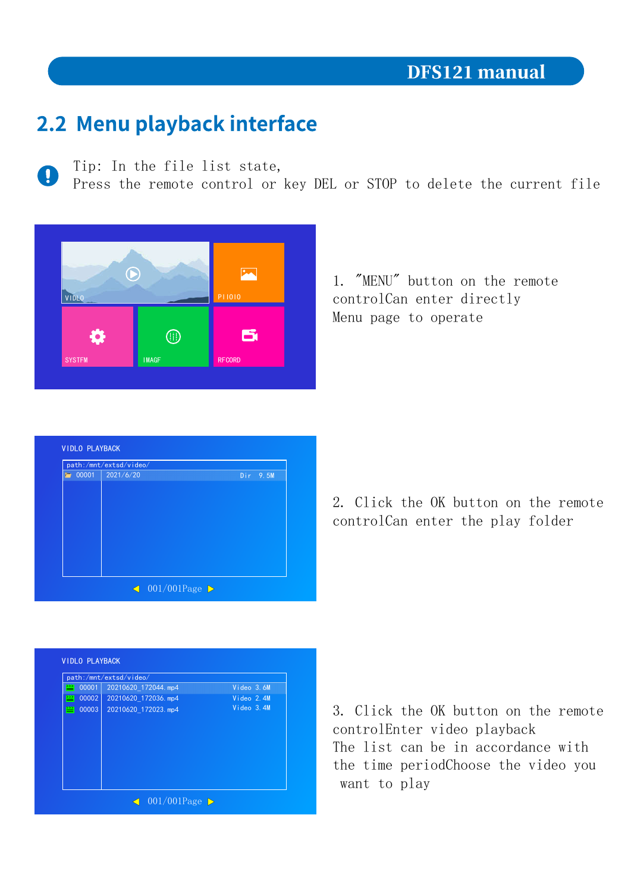## 2.2 Menu playback interface

Tip: In the file list state,
Press the remote control or key DEL or STOP to delete the current file

1. "MENU" button on the remote controlCan enter directly Menu page to operate

2. Click the OK button on the remote controlCan enter the play folder

3. Click the OK button on the remote controlEnter video playback
The list can be in accordance with the time periodChoose the video you want to play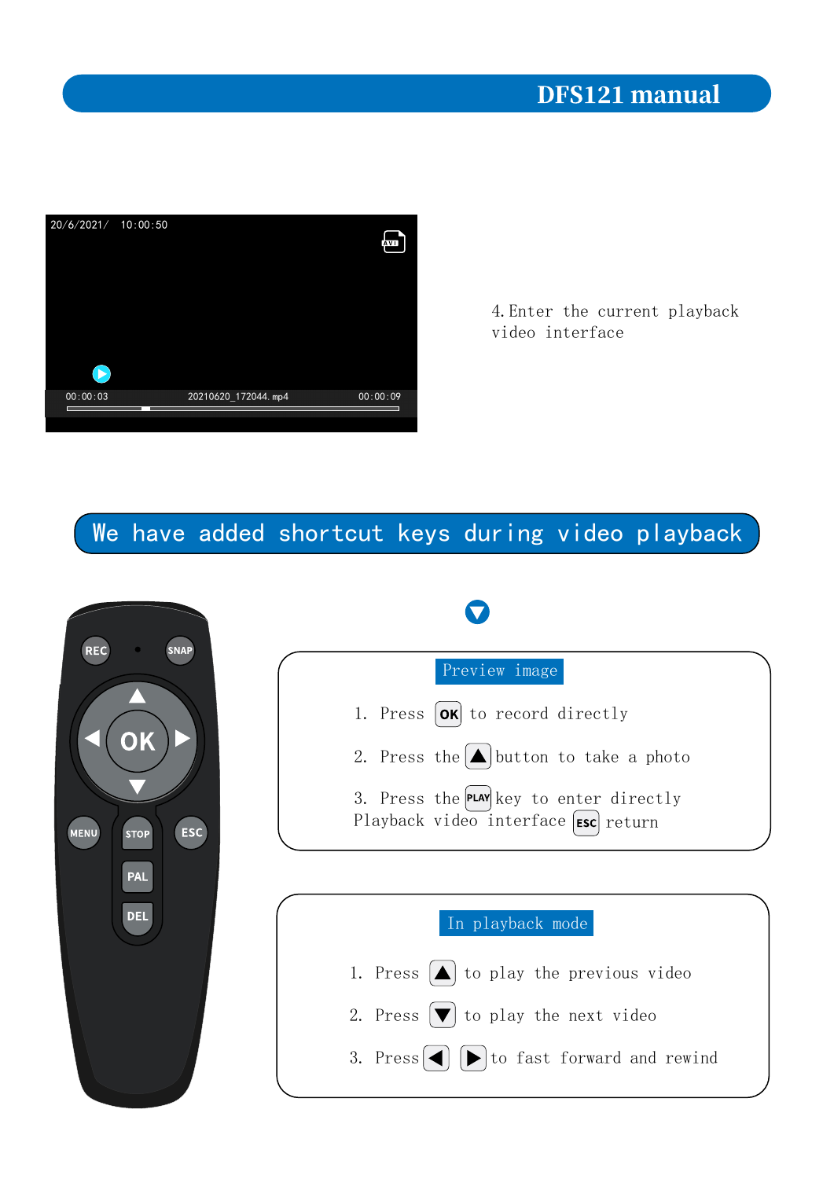4. Enter the current playback video interface

## We have added shortcut keys during video playback

### Preview image

1. Press OK to record directly
2. Press the ▲ button to take a photo
3. Press the PLAY key to enter directly Playback video interface ESC return

### In playback mode

1. Press ▲ to play the previous video
2. Press ▼ to play the next video
3. Press ◀ ▶ to fast forward and rewind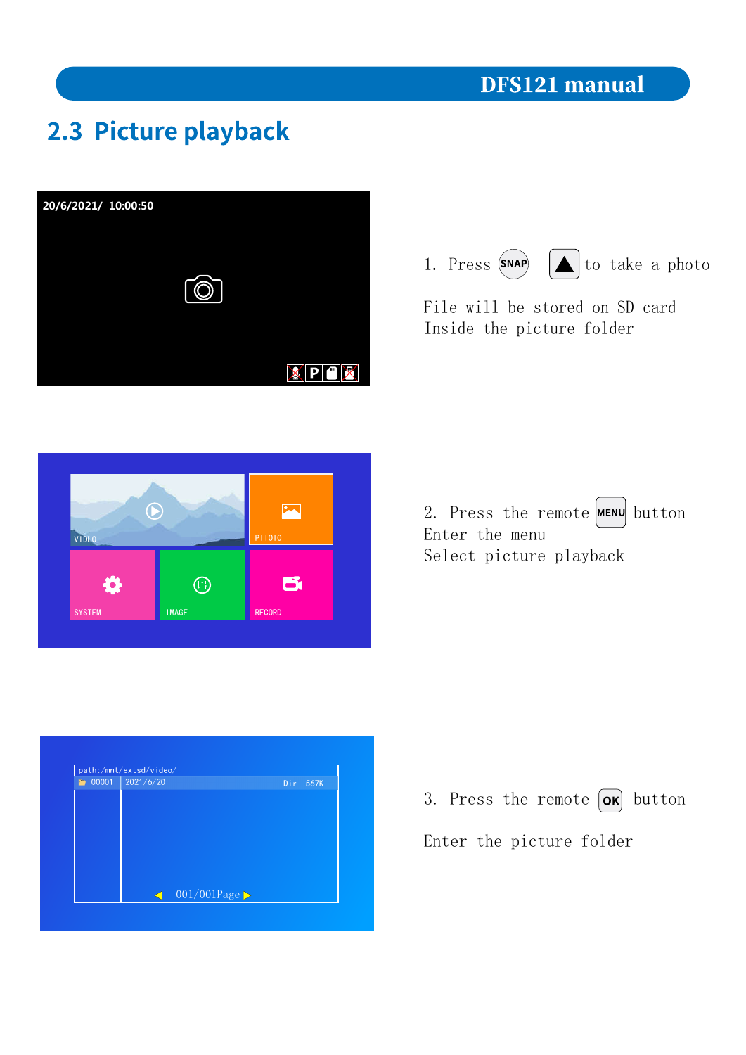## 2.3 Picture playback

1. Press SNAP ▲ to take a photo

File will be stored on SD card
Inside the picture folder

2. Press the remote MENU button
Enter the menu
Select picture playback

3. Press the remote OK button

Enter the picture folder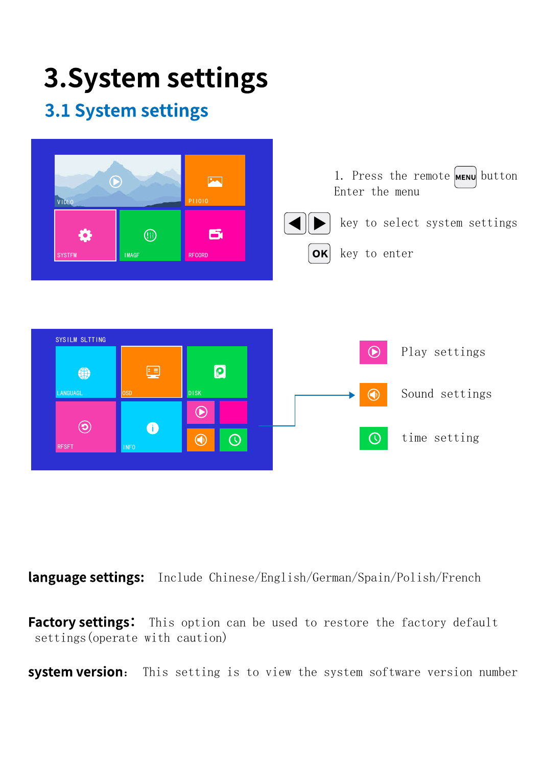# 3.System settings

## 3.1 System settings

1. Press the remote MENU button Enter the menu

◀ ▶ key to select system settings

OK key to enter

Play settings

Sound settings

time setting

**language settings:** Include Chinese/English/German/Spain/Polish/French

**Factory settings:** This option can be used to restore the factory default settings(operate with caution)

**system version:** This setting is to view the system software version number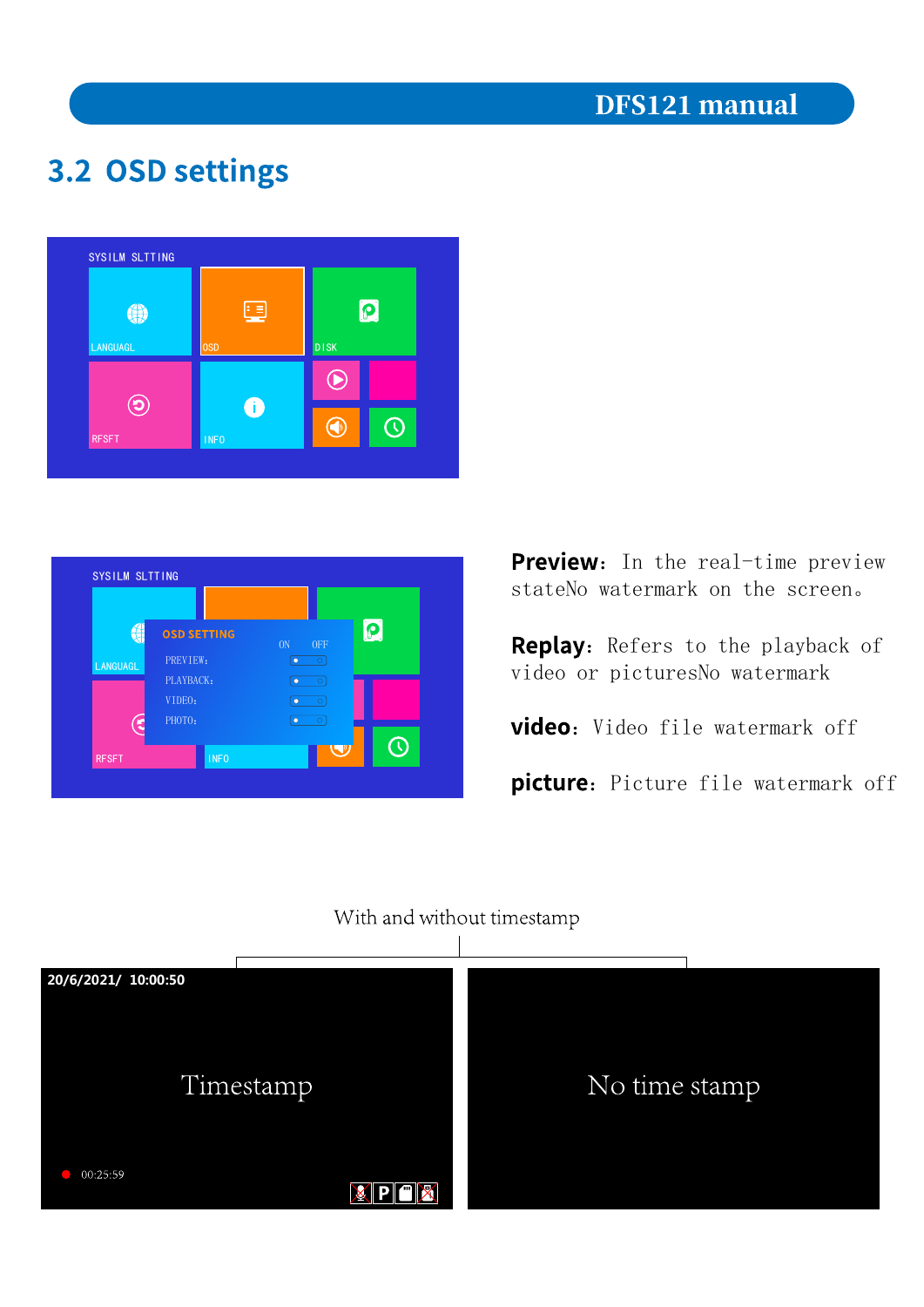## 3.2 OSD settings

**Preview**: In the real-time preview stateNo watermark on the screen。

**Replay**: Refers to the playback of video or picturesNo watermark

**video**: Video file watermark off

**picture**: Picture file watermark off

With and without timestamp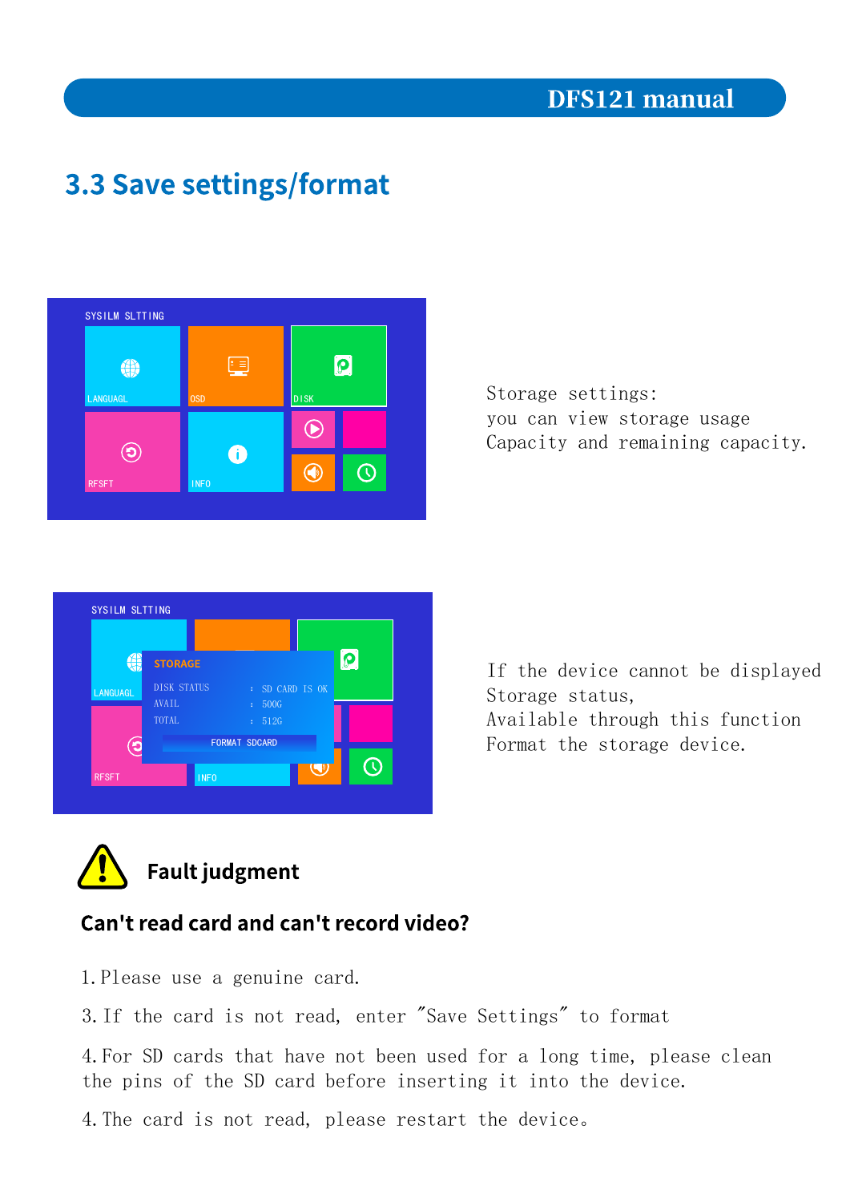## 3.3 Save settings/format

Storage settings:
you can view storage usage
Capacity and remaining capacity.

If the device cannot be displayed
Storage status,
Available through this function
Format the storage device.

### Fault judgment

**Can't read card and can't record video?**

1. Please use a genuine card.

3. If the card is not read, enter "Save Settings" to format

4. For SD cards that have not been used for a long time, please clean the pins of the SD card before inserting it into the device.

4. The card is not read, please restart the device。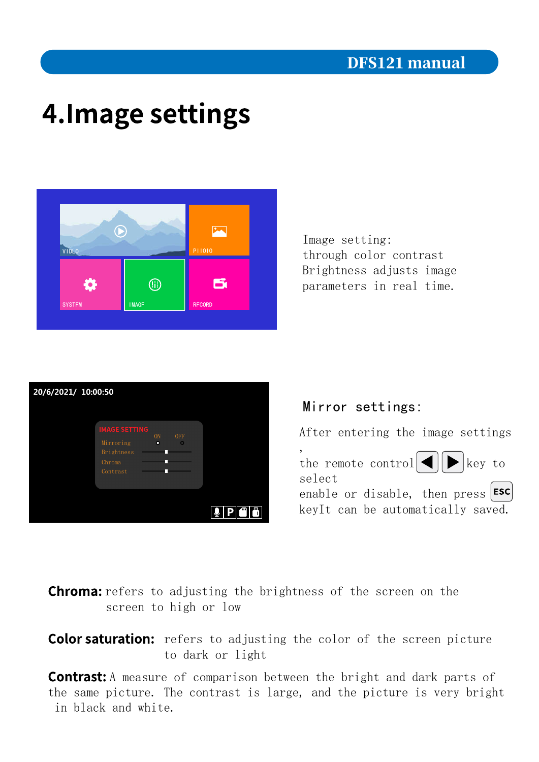# 4.Image settings

Image setting:
through color contrast
Brightness adjusts image
parameters in real time.

Mirror settings:

After entering the image settings
,
the remote control ◀ ▶ key to select
enable or disable, then press ESC
keyIt can be automatically saved.

**Chroma:** refers to adjusting the brightness of the screen on the screen to high or low

**Color saturation:** refers to adjusting the color of the screen picture to dark or light

**Contrast:** A measure of comparison between the bright and dark parts of the same picture. The contrast is large, and the picture is very bright in black and white.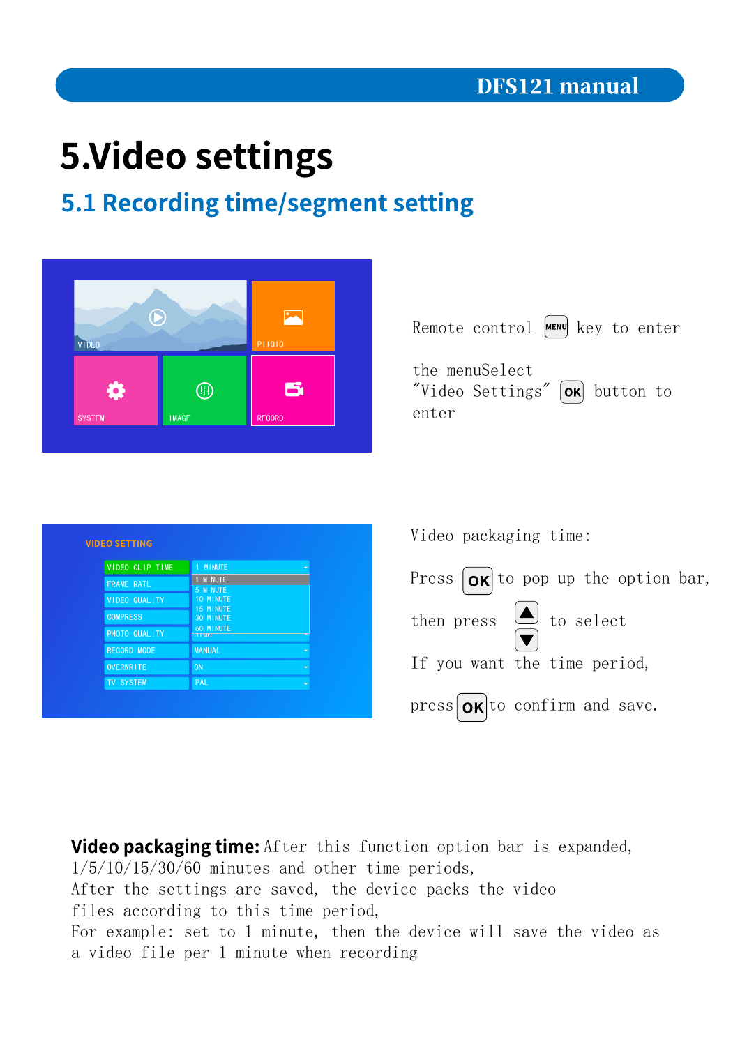# 5.Video settings

## 5.1 Recording time/segment setting

Remote control MENU key to enter the menuSelect "Video Settings" OK button to enter

Video packaging time:

Press OK to pop up the option bar, then press ▲ ▼ to select If you want the time period, press OK to confirm and save.

**Video packaging time:** After this function option bar is expanded, 1/5/10/15/30/60 minutes and other time periods,
After the settings are saved, the device packs the video files according to this time period,
For example: set to 1 minute, then the device will save the video as a video file per 1 minute when recording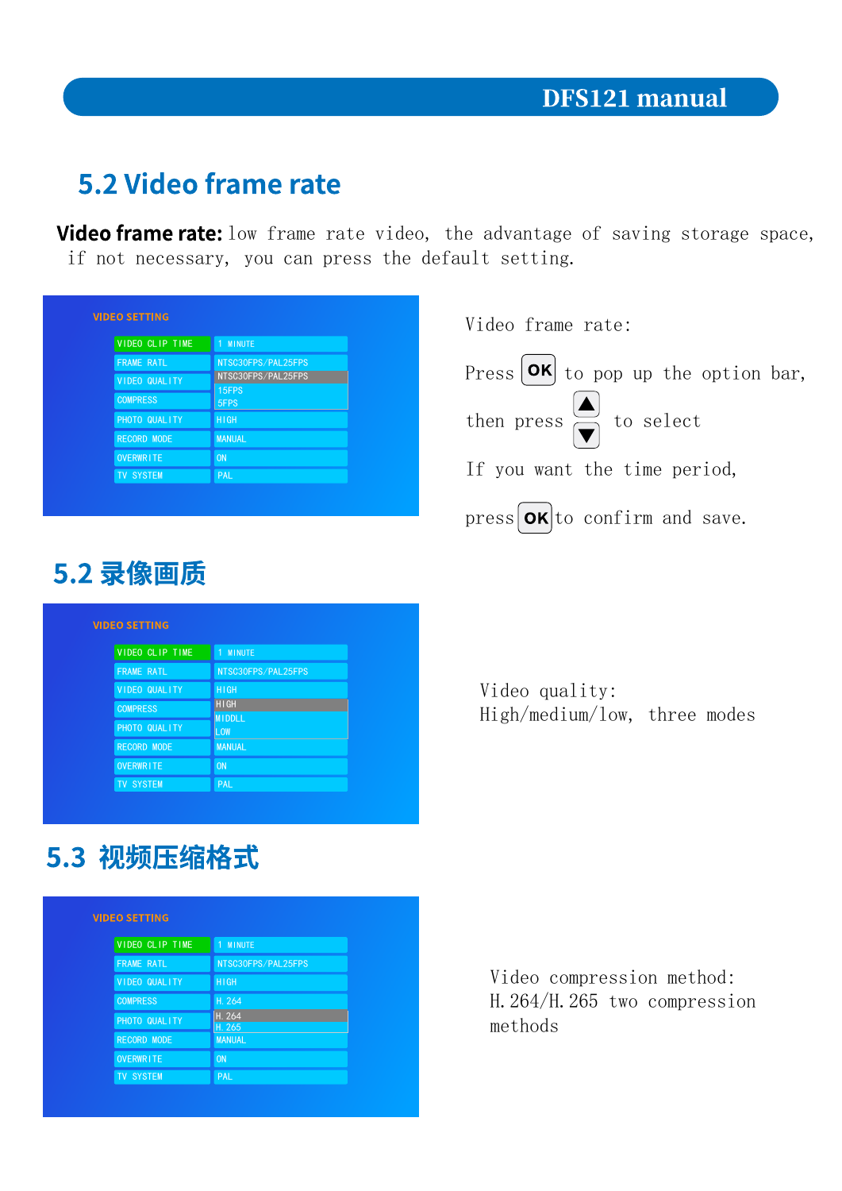## 5.2 Video frame rate

**Video frame rate:** low frame rate video, the advantage of saving storage space, if not necessary, you can press the default setting.

| VIDEO SETTING | |
|---|---|
| VIDEO CLIP TIME | 1 MINUTE |
| FRAME RATL | NTSC30FPS/PAL25FPS |
| VIDEO QUALITY | NTSC30FPS/PAL25FPS |
| COMPRESS | 15FPS<br>5FPS |
| PHOTO QUALITY | HIGH |
| RECORD MODE | MANUAL |
| OVERWRITE | ON |
| TV SYSTEM | PAL |

Video frame rate:

Press OK to pop up the option bar,

then press ▲ ▼ to select

If you want the time period,

press OK to confirm and save.

## 5.2 录像画质

| VIDEO SETTING | |
|---|---|
| VIDEO CLIP TIME | 1 MINUTE |
| FRAME RATL | NTSC30FPS/PAL25FPS |
| VIDEO QUALITY | HIGH |
| COMPRESS | HIGH |
| PHOTO QUALITY | MIDDLL |
| RECORD MODE | LOW<br>MANUAL |
| OVERWRITE | ON |
| TV SYSTEM | PAL |

Video quality:
High/medium/low, three modes

## 5.3 视频压缩格式

| VIDEO SETTING | |
|---|---|
| VIDEO CLIP TIME | 1 MINUTE |
| FRAME RATL | NTSC30FPS/PAL25FPS |
| VIDEO QUALITY | HIGH |
| COMPRESS | H.264 |
| PHOTO QUALITY | H.264<br>H.265 |
| RECORD MODE | MANUAL |
| OVERWRITE | ON |
| TV SYSTEM | PAL |

Video compression method:
H.264/H.265 two compression methods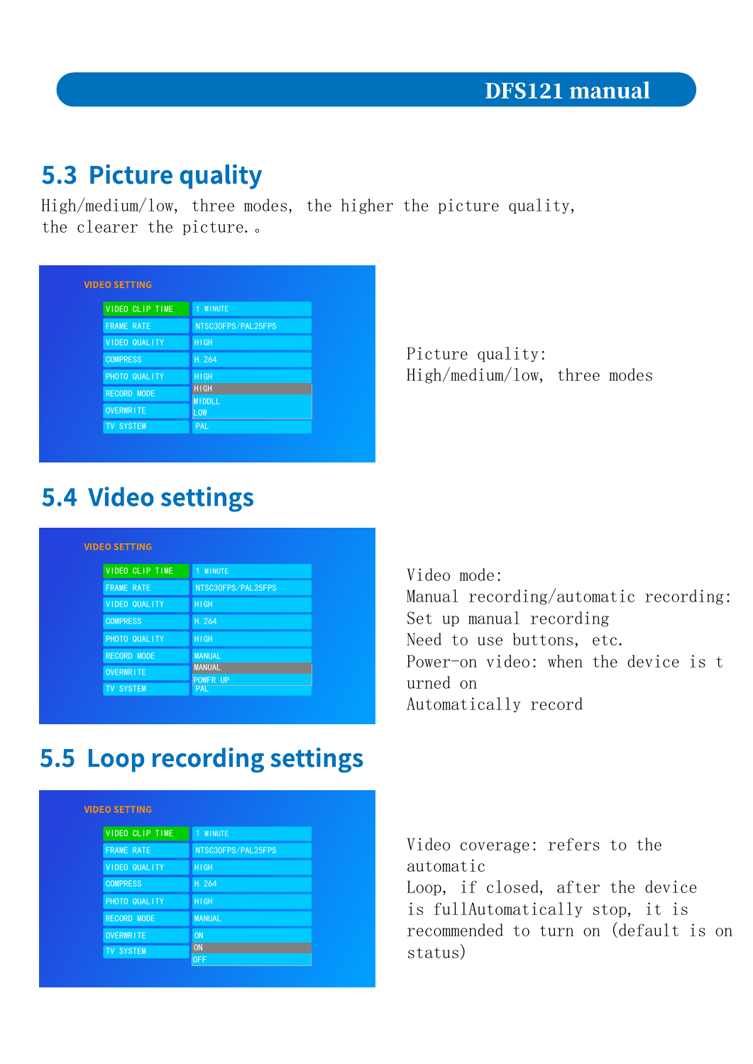## 5.3 Picture quality

High/medium/low, three modes, the higher the picture quality, the clearer the picture.。

Picture quality:
High/medium/low, three modes

## 5.4 Video settings

Video mode:
Manual recording/automatic recording:
Set up manual recording
Need to use buttons, etc.
Power-on video: when the device is turned on
Automatically record

## 5.5 Loop recording settings

Video coverage: refers to the automatic
Loop, if closed, after the device is fullAutomatically stop, it is recommended to turn on (default is on status)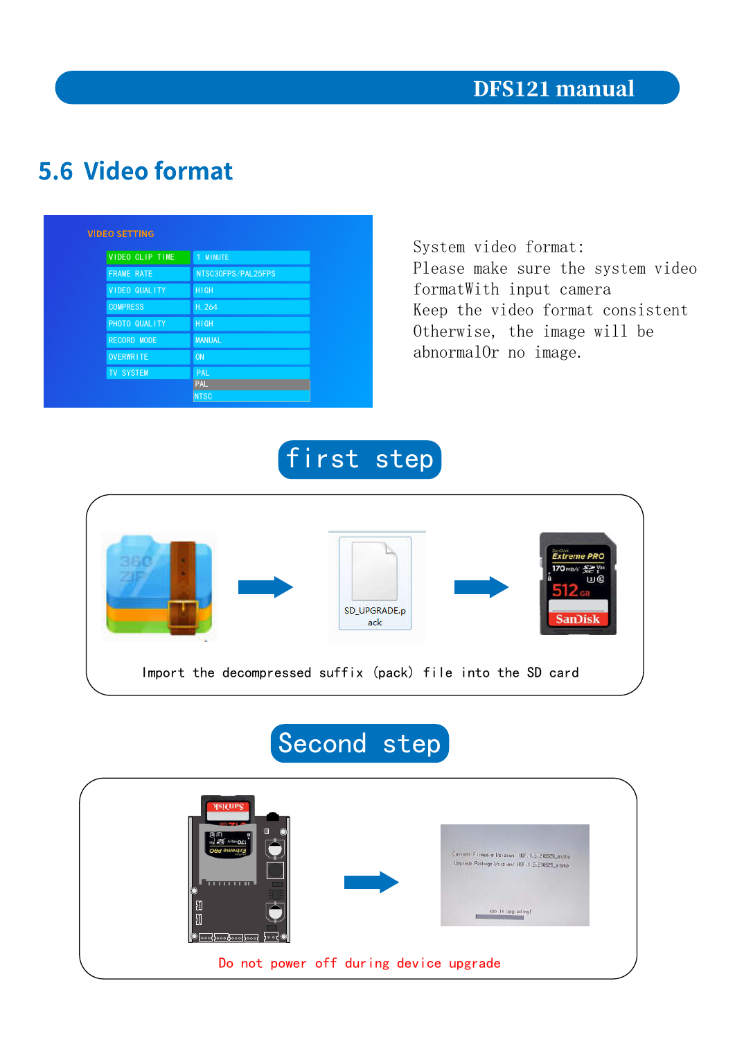## 5.6 Video format

| VIDEO SETTING | |
|---|---|
| VIDEO CLIP TIME | 1 MINUTE |
| FRAME RATE | NTSC30FPS/PAL25FPS |
| VIDEO QUALITY | HIGH |
| COMPRESS | H.264 |
| PHOTO QUALITY | HIGH |
| RECORD MODE | MANUAL |
| OVERWRITE | ON |
| TV SYSTEM | PAL |
| | PAL |
| | NTSC |

System video format:
Please make sure the system video formatWith input camera
Keep the video format consistent
Otherwise, the image will be abnormalOr no image.

### first step

SD_UPGRADE.pack

Import the decompressed suffix (pack) file into the SD card

### Second step

Do not power off during device upgrade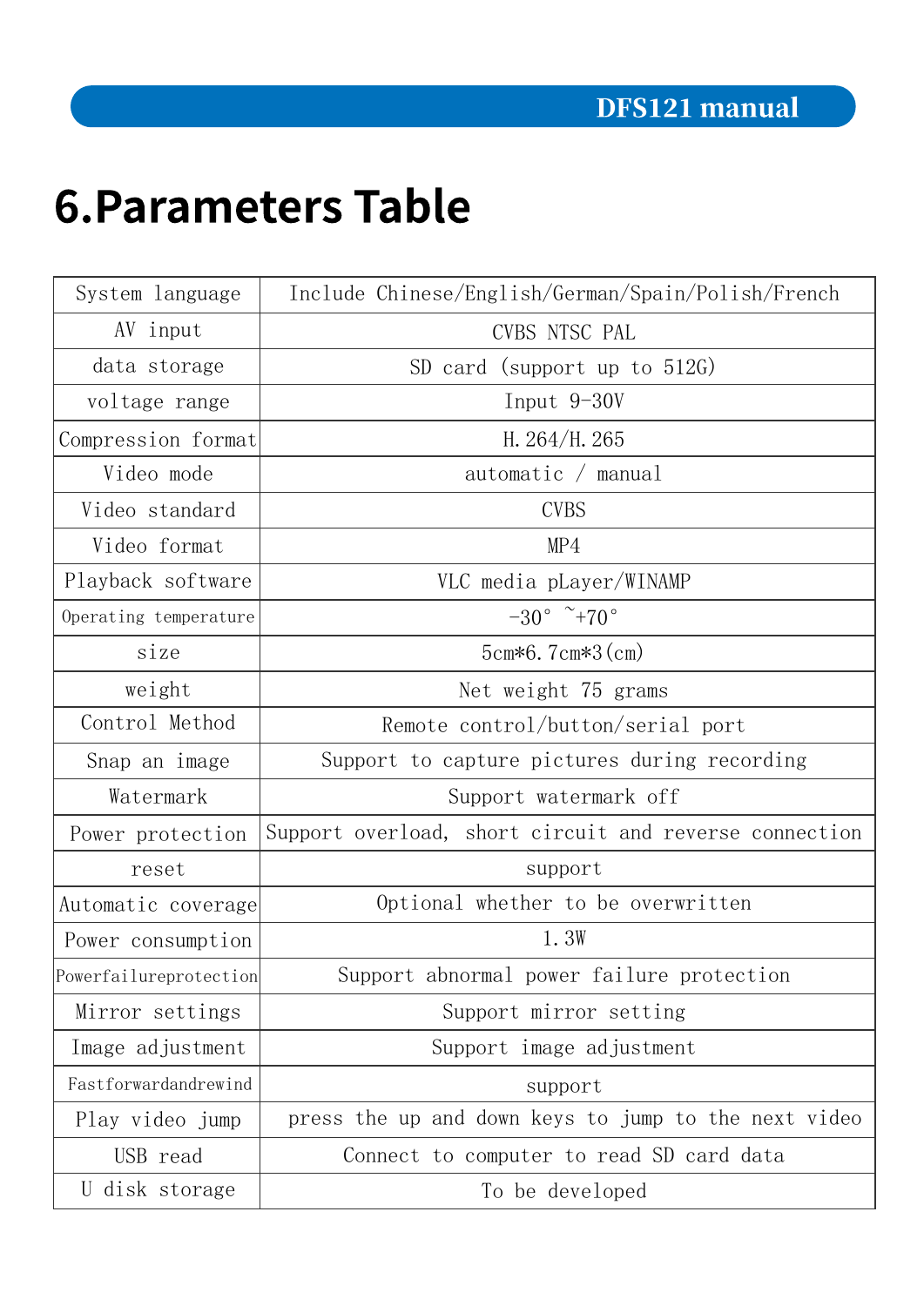# 6.Parameters Table

| System language | Include Chinese/English/German/Spain/Polish/French |
|---|---|
| AV input | CVBS NTSC PAL |
| data storage | SD card (support up to 512G) |
| voltage range | Input 9-30V |
| Compression format | H.264/H.265 |
| Video mode | automatic / manual |
| Video standard | CVBS |
| Video format | MP4 |
| Playback software | VLC media pLayer/WINAMP |
| Operating temperature | -30° ~+70° |
| size | 5cm*6.7cm*3(cm) |
| weight | Net weight 75 grams |
| Control Method | Remote control/button/serial port |
| Snap an image | Support to capture pictures during recording |
| Watermark | Support watermark off |
| Power protection | Support overload, short circuit and reverse connection |
| reset | support |
| Automatic coverage | Optional whether to be overwritten |
| Power consumption | 1.3W |
| Powerfailureprotection | Support abnormal power failure protection |
| Mirror settings | Support mirror setting |
| Image adjustment | Support image adjustment |
| Fastforwardandrewind | support |
| Play video jump | press the up and down keys to jump to the next video |
| USB read | Connect to computer to read SD card data |
| U disk storage | To be developed |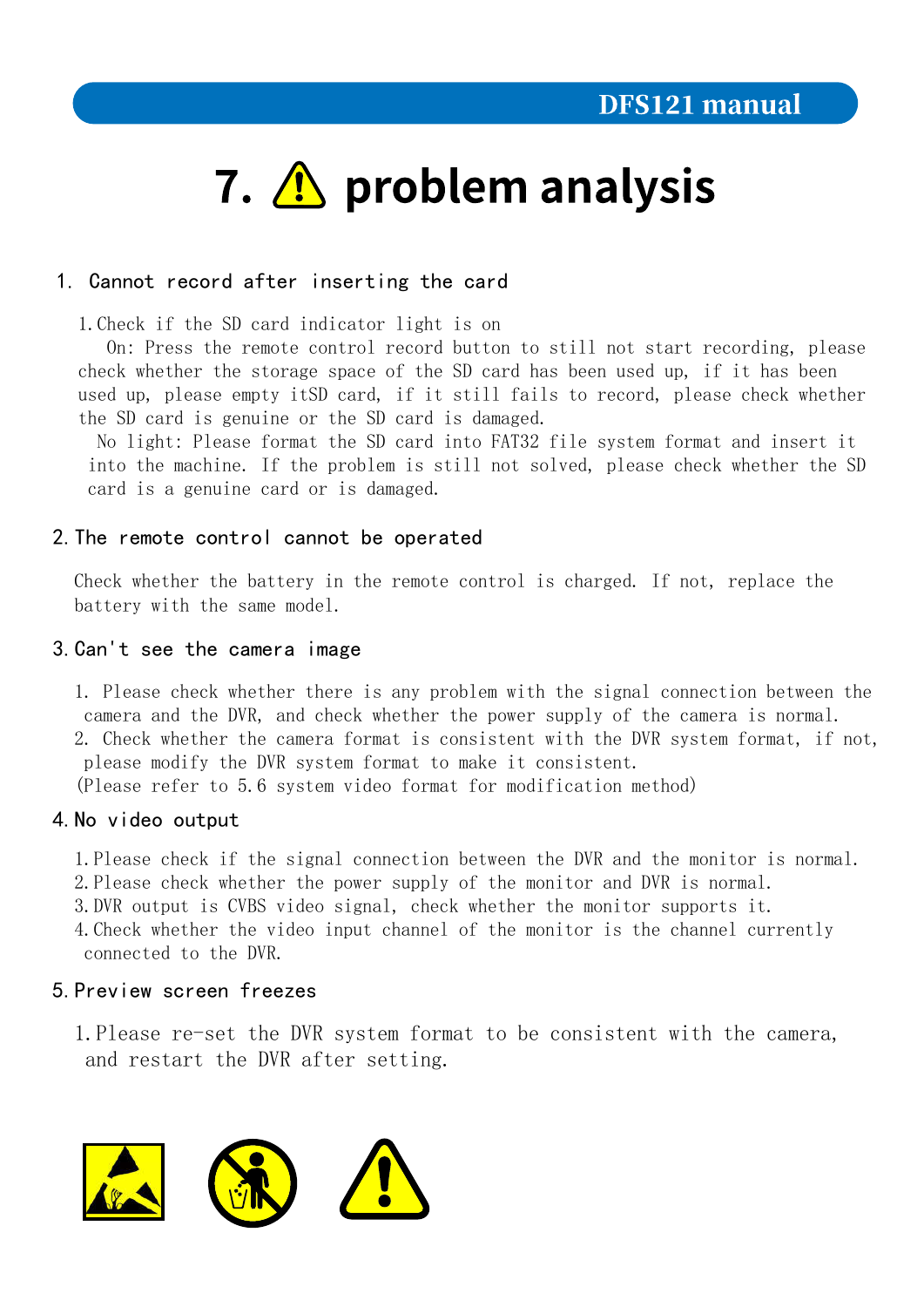# 7. ⚠ problem analysis

## 1. Cannot record after inserting the card

1. Check if the SD card indicator light is on

   On: Press the remote control record button to still not start recording, please check whether the storage space of the SD card has been used up, if it has been used up, please empty itSD card, if it still fails to record, please check whether the SD card is genuine or the SD card is damaged.

   No light: Please format the SD card into FAT32 file system format and insert it into the machine. If the problem is still not solved, please check whether the SD card is a genuine card or is damaged.

## 2. The remote control cannot be operated

Check whether the battery in the remote control is charged. If not, replace the battery with the same model.

## 3. Can't see the camera image

1. Please check whether there is any problem with the signal connection between the camera and the DVR, and check whether the power supply of the camera is normal.
2. Check whether the camera format is consistent with the DVR system format, if not, please modify the DVR system format to make it consistent.

(Please refer to 5.6 system video format for modification method)

## 4. No video output

1. Please check if the signal connection between the DVR and the monitor is normal.
2. Please check whether the power supply of the monitor and DVR is normal.
3. DVR output is CVBS video signal, check whether the monitor supports it.
4. Check whether the video input channel of the monitor is the channel currently connected to the DVR.

## 5. Preview screen freezes

1. Please re-set the DVR system format to be consistent with the camera, and restart the DVR after setting.